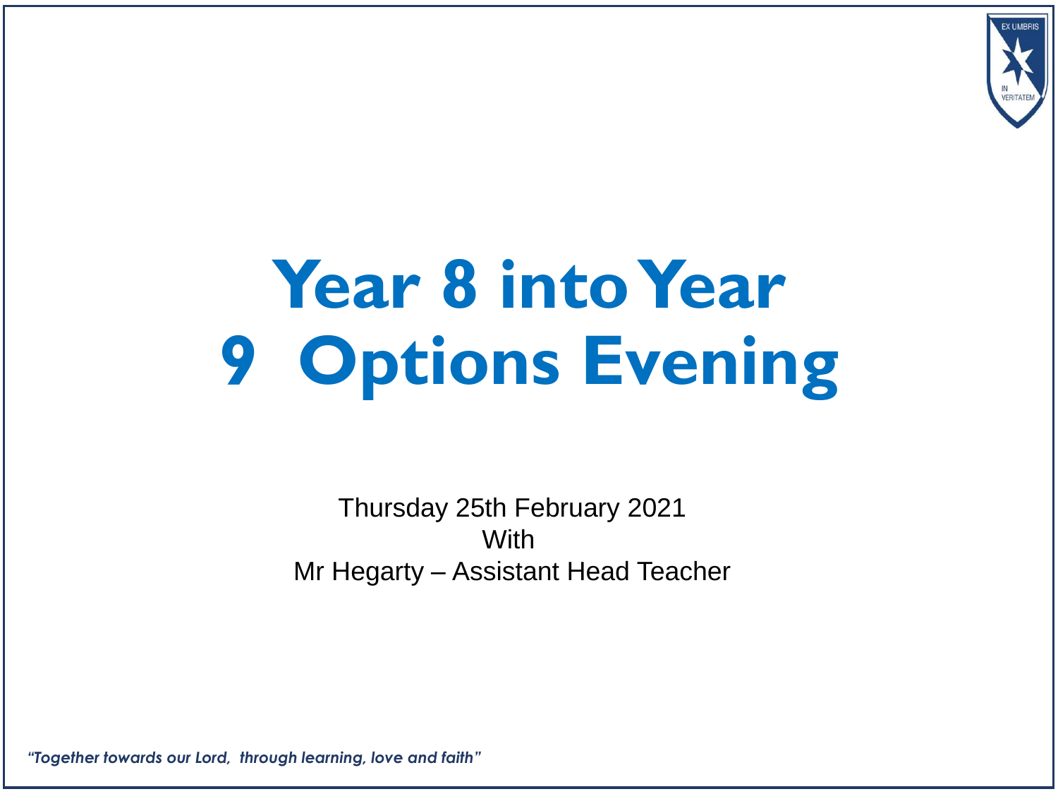# Year 8 into Year 9 Options Evening

Thursday 25th February 2021
With
Mr Hegarty – Assistant Head Teacher

*"Together towards our Lord, through learning, love and faith"*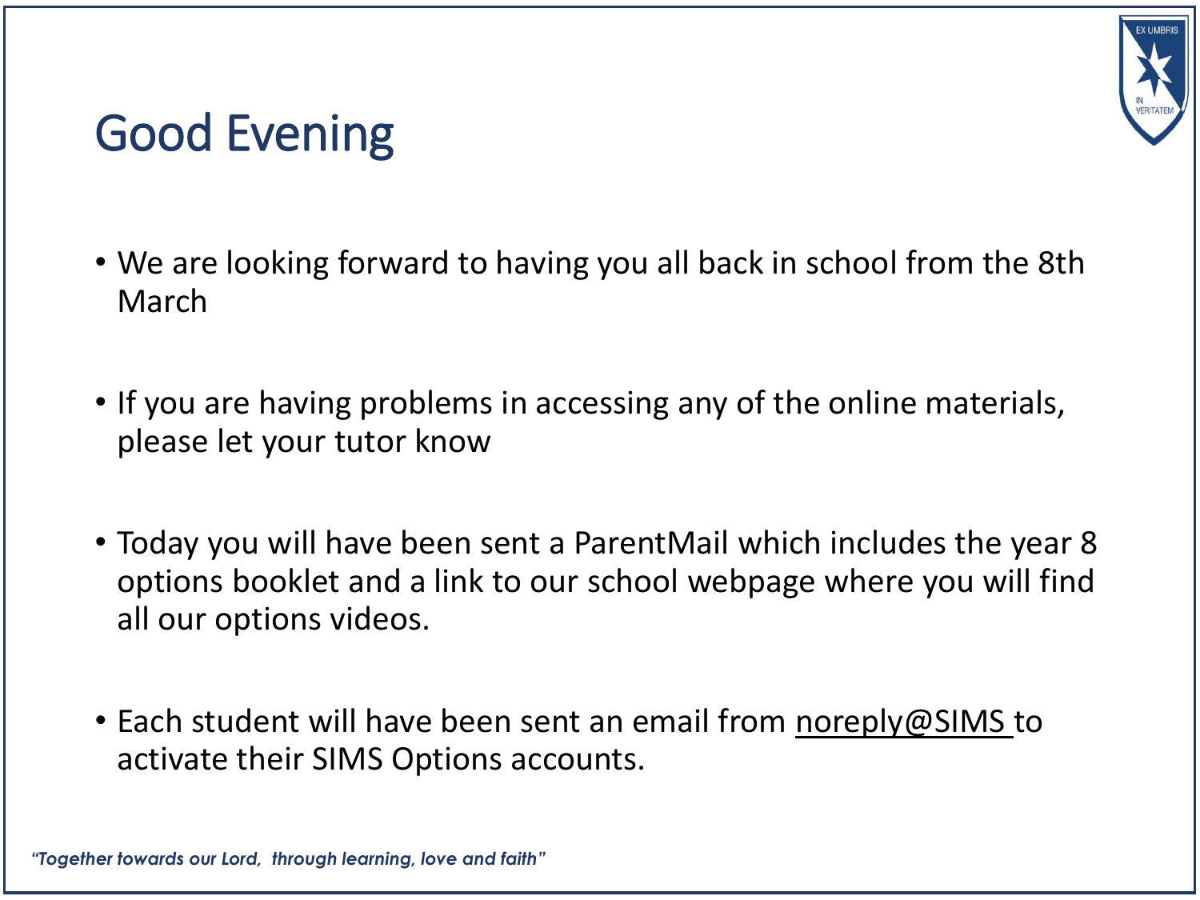# Good Evening

- We are looking forward to having you all back in school from the 8th March

- If you are having problems in accessing any of the online materials, please let your tutor know

- Today you will have been sent a ParentMail which includes the year 8 options booklet and a link to our school webpage where you will find all our options videos.

- Each student will have been sent an email from noreply@SIMS to activate their SIMS Options accounts.

*"Together towards our Lord, through learning, love and faith"*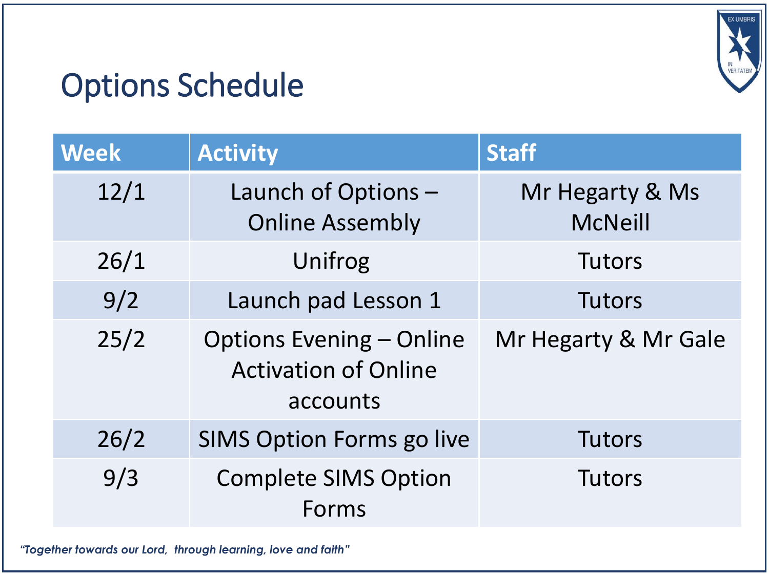## Options Schedule

| Week | Activity | Staff |
|---|---|---|
| 12/1 | Launch of Options – Online Assembly | Mr Hegarty & Ms McNeill |
| 26/1 | Unifrog | Tutors |
| 9/2 | Launch pad Lesson 1 | Tutors |
| 25/2 | Options Evening – Online Activation of Online accounts | Mr Hegarty & Mr Gale |
| 26/2 | SIMS Option Forms go live | Tutors |
| 9/3 | Complete SIMS Option Forms | Tutors |

*"Together towards our Lord, through learning, love and faith"*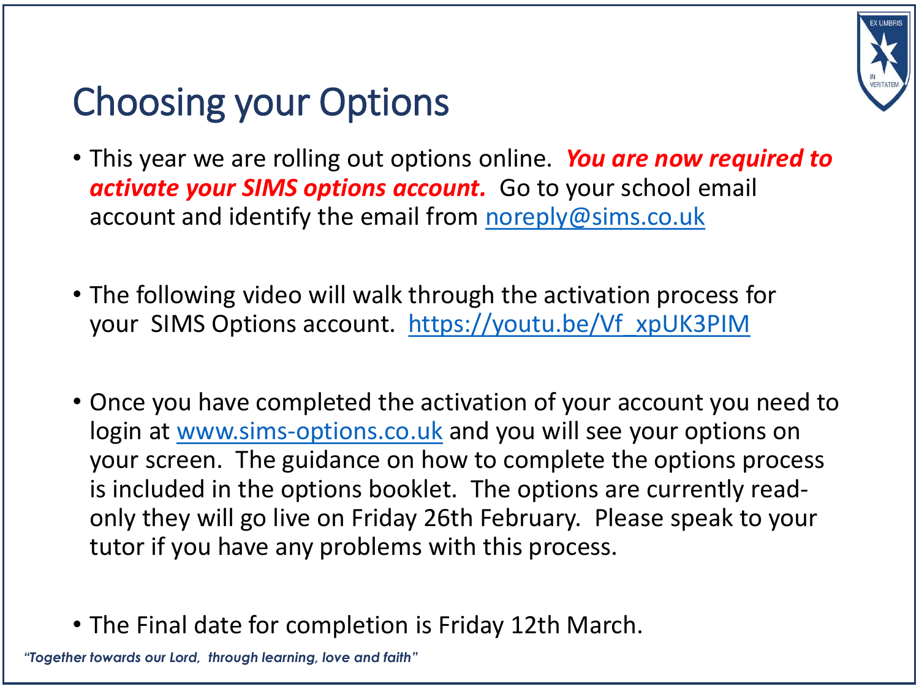# Choosing your Options

- This year we are rolling out options online. ***You are now required to activate your SIMS options account.*** Go to your school email account and identify the email from noreply@sims.co.uk

- The following video will walk through the activation process for your SIMS Options account. https://youtu.be/Vf_xpUK3PIM

- Once you have completed the activation of your account you need to login at www.sims-options.co.uk and you will see your options on your screen. The guidance on how to complete the options process is included in the options booklet. The options are currently read-only they will go live on Friday 26th February. Please speak to your tutor if you have any problems with this process.

- The Final date for completion is Friday 12th March.

***"Together towards our Lord, through learning, love and faith"***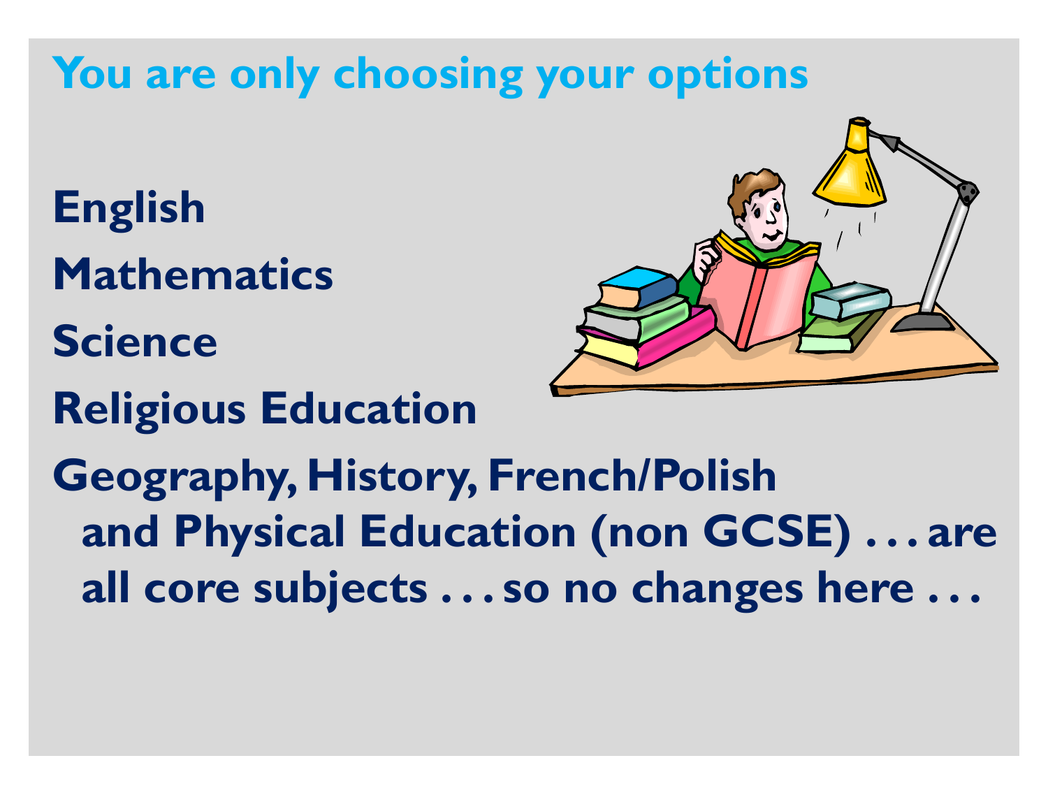## You are only choosing your options

**English**

**Mathematics**

**Science**

**Religious Education**

**Geography, History, French/Polish and Physical Education (non GCSE) . . . are all core subjects . . . so no changes here . . .**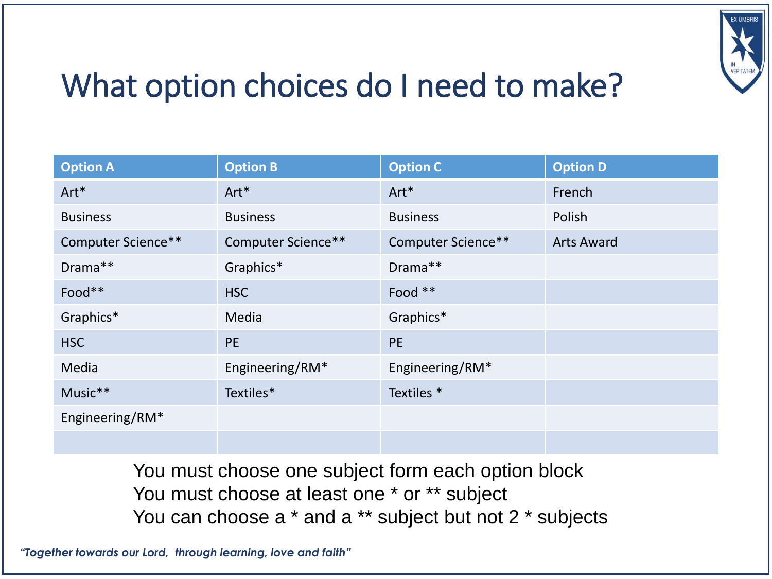# What option choices do I need to make?

| Option A | Option B | Option C | Option D |
|---|---|---|---|
| Art* | Art* | Art* | French |
| Business | Business | Business | Polish |
| Computer Science** | Computer Science** | Computer Science** | Arts Award |
| Drama** | Graphics* | Drama** | |
| Food** | HSC | Food ** | |
| Graphics* | Media | Graphics* | |
| HSC | PE | PE | |
| Media | Engineering/RM* | Engineering/RM* | |
| Music** | Textiles* | Textiles * | |
| Engineering/RM* | | | |
| | | | |

You must choose one subject form each option block
You must choose at least one * or ** subject
You can choose a * and a ** subject but not 2 * subjects

*"Together towards our Lord, through learning, love and faith"*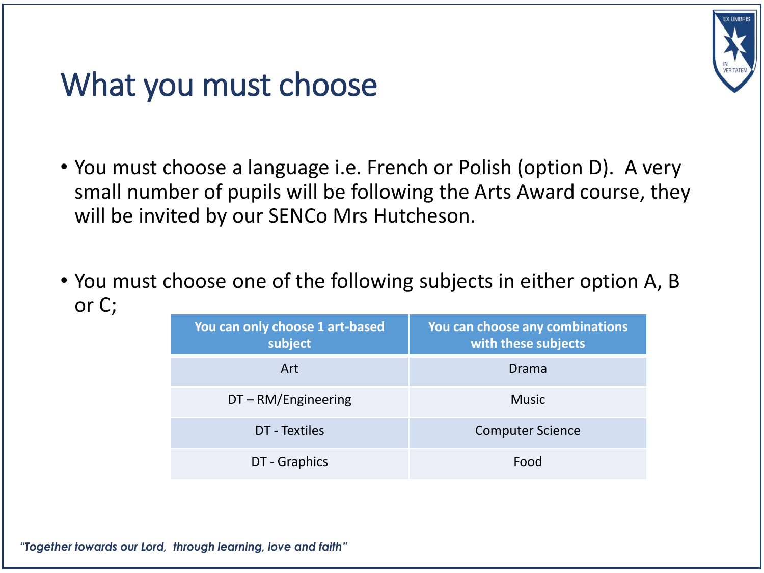# What you must choose

- You must choose a language i.e. French or Polish (option D). A very small number of pupils will be following the Arts Award course, they will be invited by our SENCo Mrs Hutcheson.

- You must choose one of the following subjects in either option A, B or C;

| You can only choose 1 art-based subject | You can choose any combinations with these subjects |
|---|---|
| Art | Drama |
| DT – RM/Engineering | Music |
| DT - Textiles | Computer Science |
| DT - Graphics | Food |

*"Together towards our Lord, through learning, love and faith"*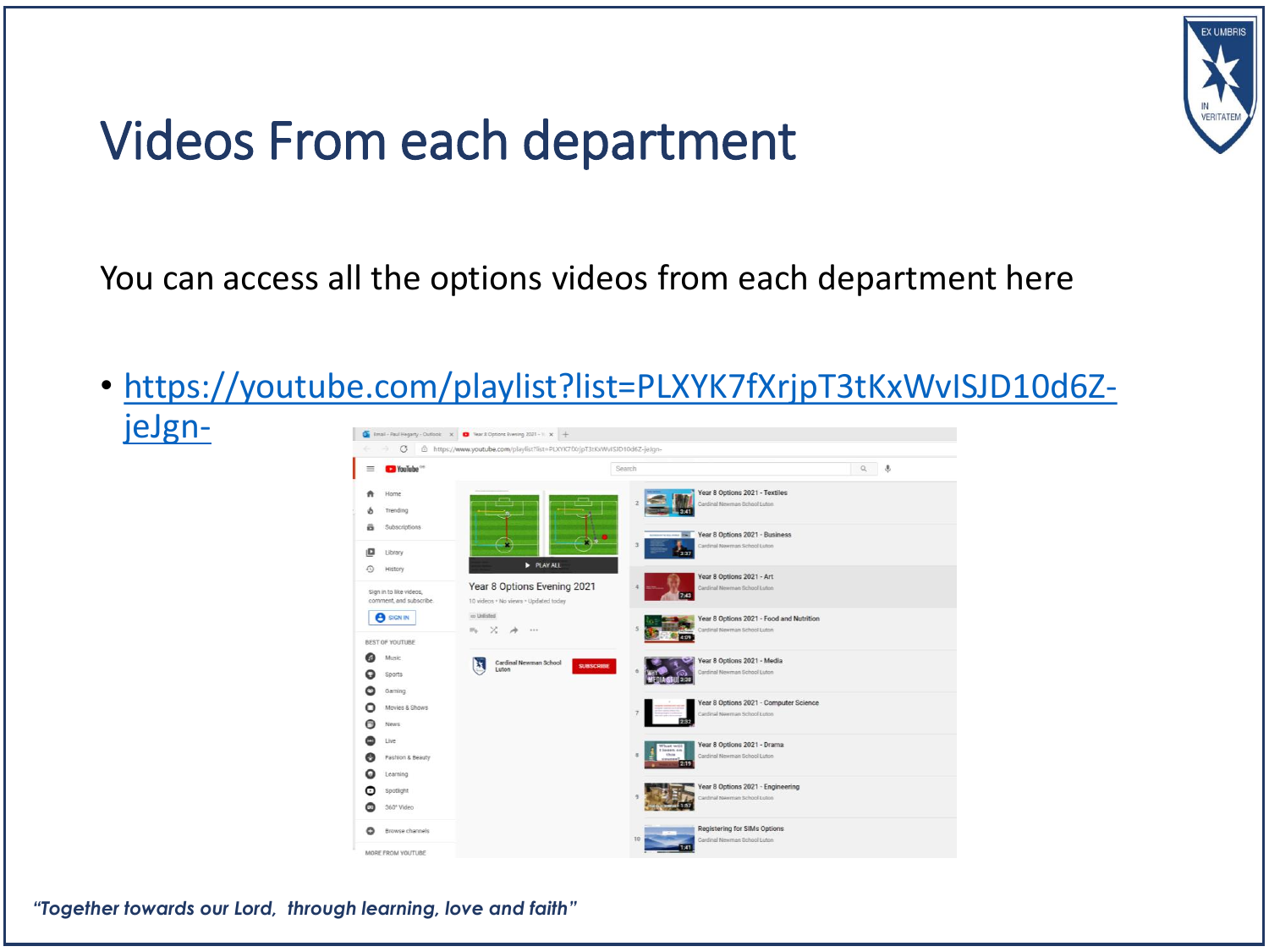# Videos From each department

You can access all the options videos from each department here

- https://youtube.com/playlist?list=PLXYK7fXrjpT3tKxWvISJD10d6Z-jeJgn-

*"Together towards our Lord, through learning, love and faith"*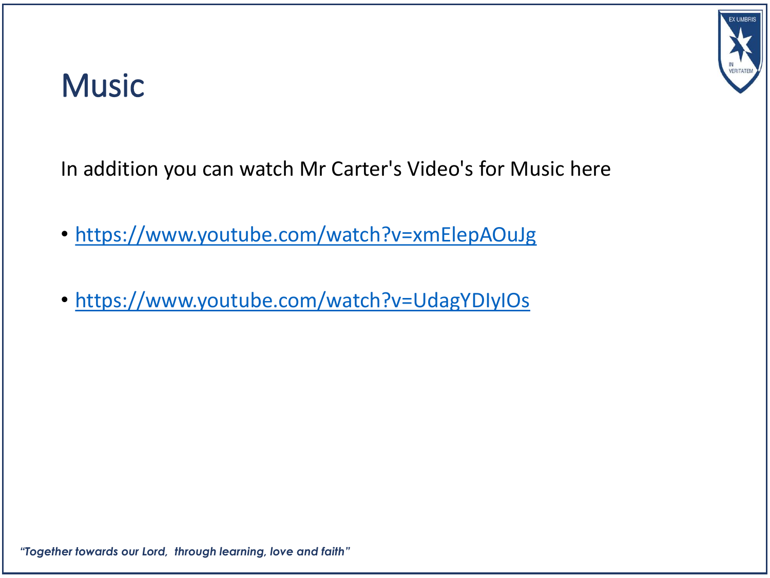# Music

In addition you can watch Mr Carter's Video's for Music here

- https://www.youtube.com/watch?v=xmElepAOuJg
- https://www.youtube.com/watch?v=UdagYDIyIOs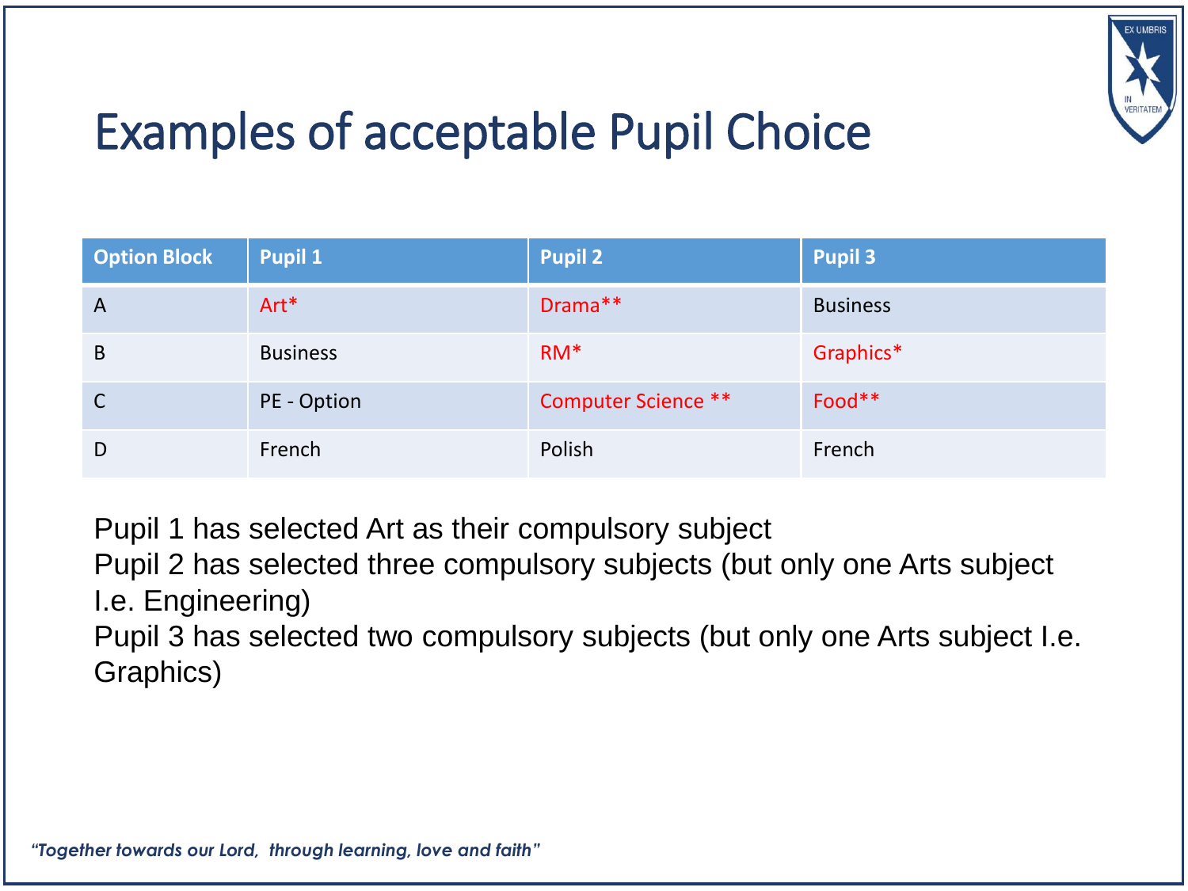# Examples of acceptable Pupil Choice

| Option Block | Pupil 1 | Pupil 2 | Pupil 3 |
|---|---|---|---|
| A | Art* | Drama** | Business |
| B | Business | RM* | Graphics* |
| C | PE - Option | Computer Science ** | Food** |
| D | French | Polish | French |

Pupil 1 has selected Art as their compulsory subject
Pupil 2 has selected three compulsory subjects (but only one Arts subject I.e. Engineering)
Pupil 3 has selected two compulsory subjects (but only one Arts subject I.e. Graphics)

*"Together towards our Lord, through learning, love and faith"*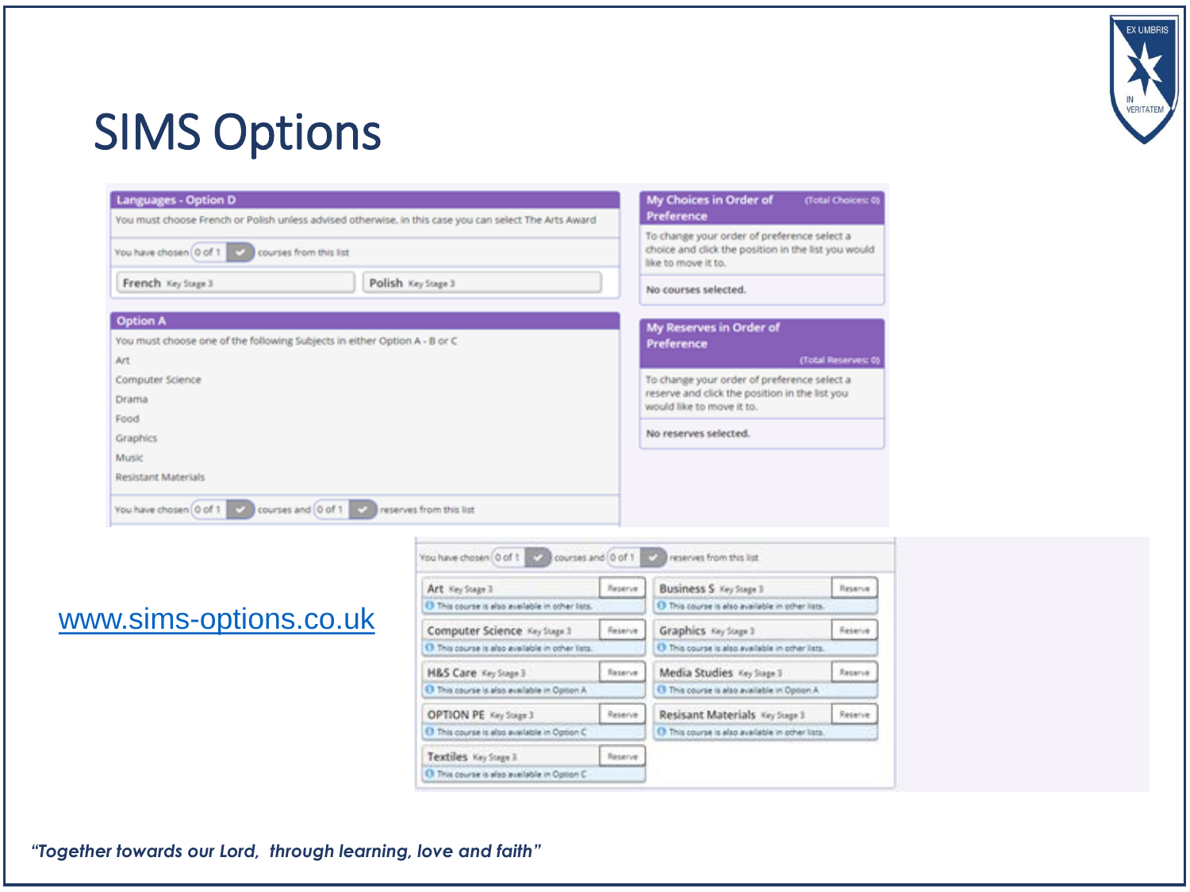# SIMS Options

**Languages - Option D**

You must choose French or Polish unless advised otherwise, in this case you can select The Arts Award

You have chosen 0 of 1 courses from this list

French Key Stage 3 | Polish Key Stage 3

**Option A**

You must choose one of the following Subjects in either Option A - B or C

Art
Computer Science
Drama
Food
Graphics
Music
Resistant Materials

You have chosen 0 of 1 courses and 0 of 1 reserves from this list

**My Choices in Order of Preference** (Total Choices: 0)

To change your order of preference select a choice and click the position in the list you would like to move it to.

No courses selected.

**My Reserves in Order of Preference** (Total Reserves: 0)

To change your order of preference select a reserve and click the position in the list you would like to move it to.

No reserves selected.

You have chosen 0 of 1 courses and 0 of 1 reserves from this list

- Art Key Stage 3 — Reserve — This course is also available in other lists.
- Business S Key Stage 3 — Reserve — This course is also available in other lists.
- Computer Science Key Stage 3 — Reserve — This course is also available in other lists.
- Graphics Key Stage 3 — Reserve — This course is also available in other lists.
- H&S Care Key Stage 3 — Reserve — This course is also available in Option A
- Media Studies Key Stage 3 — Reserve — This course is also available in Option A
- OPTION PE Key Stage 3 — Reserve — This course is also available in Option C
- Resisant Materials Key Stage 3 — Reserve — This course is also available in other lists.
- Textiles Key Stage 3 — Reserve — This course is also available in Option C

[www.sims-options.co.uk](http://www.sims-options.co.uk)

*"Together towards our Lord, through learning, love and faith"*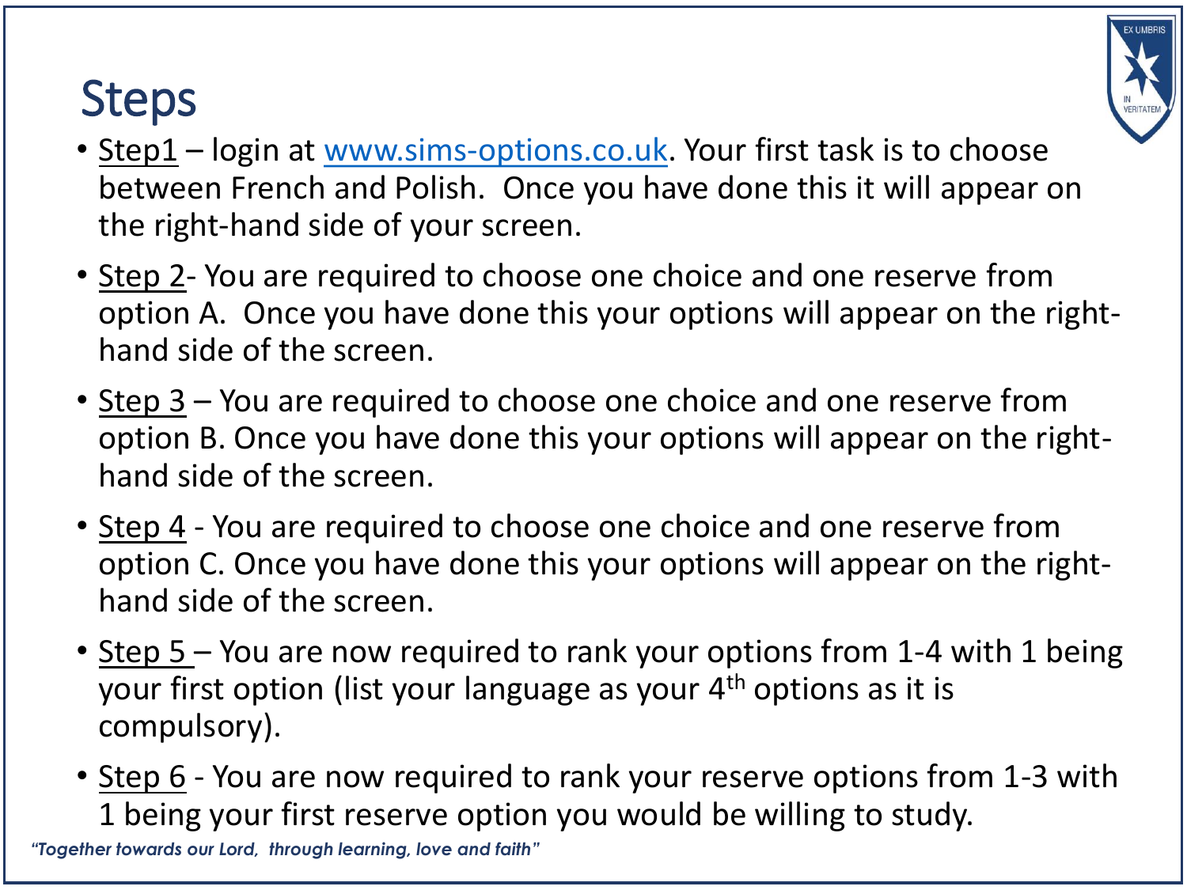# Steps

- Step1 – login at www.sims-options.co.uk. Your first task is to choose between French and Polish. Once you have done this it will appear on the right-hand side of your screen.
- Step 2- You are required to choose one choice and one reserve from option A. Once you have done this your options will appear on the right-hand side of the screen.
- Step 3 – You are required to choose one choice and one reserve from option B. Once you have done this your options will appear on the right-hand side of the screen.
- Step 4 - You are required to choose one choice and one reserve from option C. Once you have done this your options will appear on the right-hand side of the screen.
- Step 5 – You are now required to rank your options from 1-4 with 1 being your first option (list your language as your 4th options as it is compulsory).
- Step 6 - You are now required to rank your reserve options from 1-3 with 1 being your first reserve option you would be willing to study.

*"Together towards our Lord, through learning, love and faith"*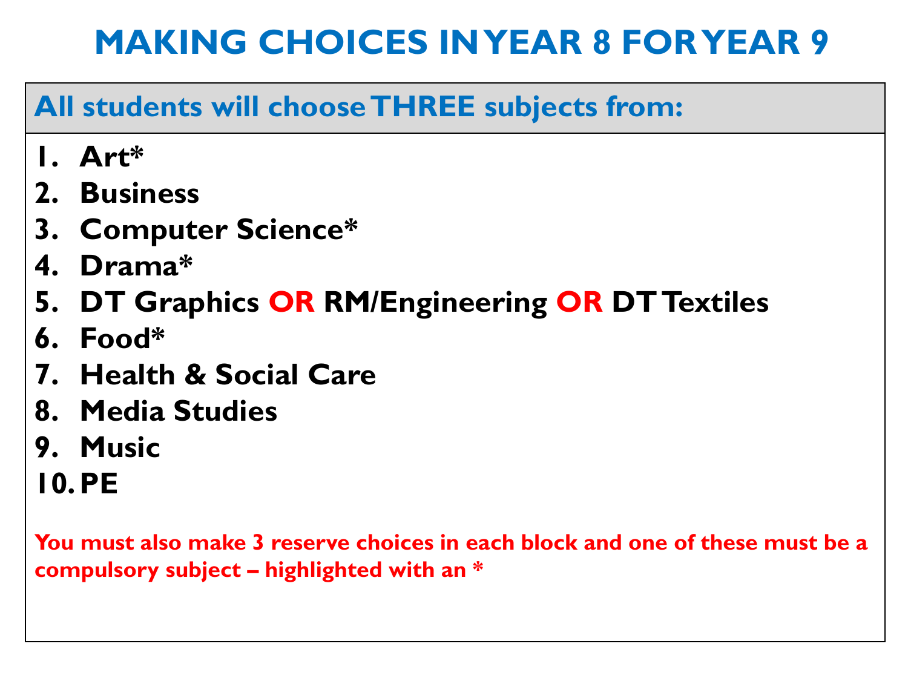# MAKING CHOICES IN YEAR 8 FOR YEAR 9

## All students will choose THREE subjects from:

1. **Art***
2. **Business**
3. **Computer Science***
4. **Drama***
5. **DT Graphics OR RM/Engineering OR DT Textiles**
6. **Food***
7. **Health & Social Care**
8. **Media Studies**
9. **Music**
10. **PE**

**You must also make 3 reserve choices in each block and one of these must be a compulsory subject – highlighted with an ***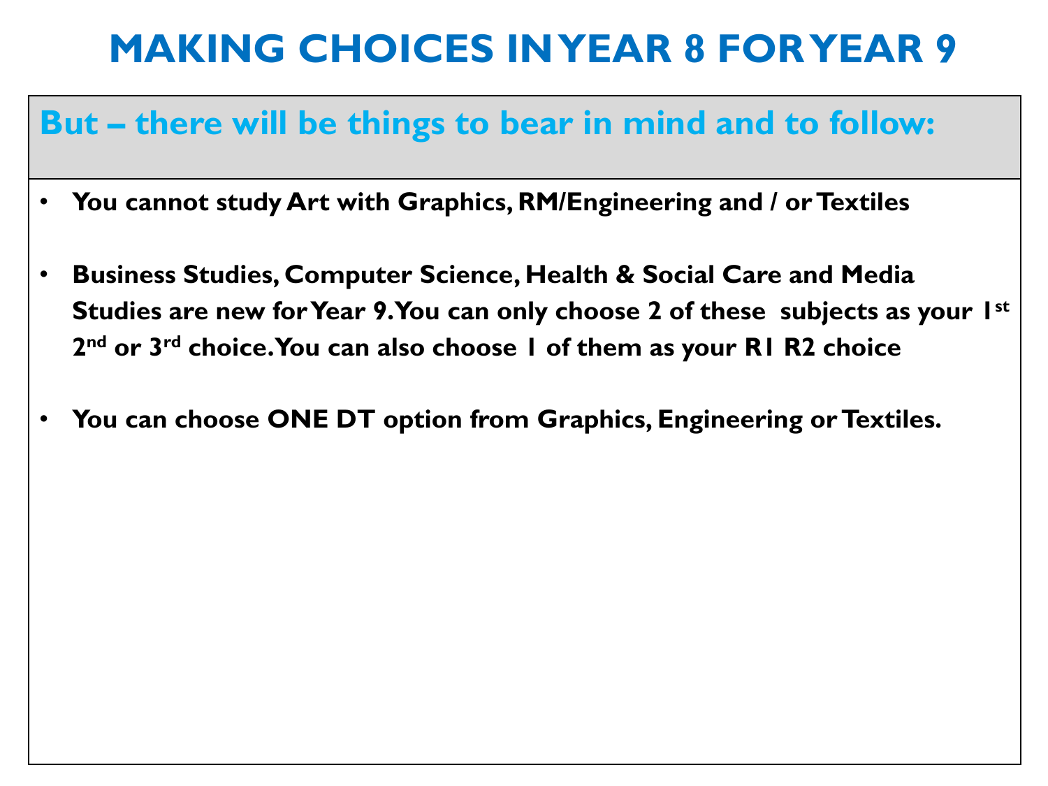# MAKING CHOICES IN YEAR 8 FOR YEAR 9

## But – there will be things to bear in mind and to follow:

- **You cannot study Art with Graphics, RM/Engineering and / or Textiles**
- **Business Studies, Computer Science, Health & Social Care and Media Studies are new for Year 9. You can only choose 2 of these subjects as your 1st 2nd or 3rd choice. You can also choose 1 of them as your R1 R2 choice**
- **You can choose ONE DT option from Graphics, Engineering or Textiles.**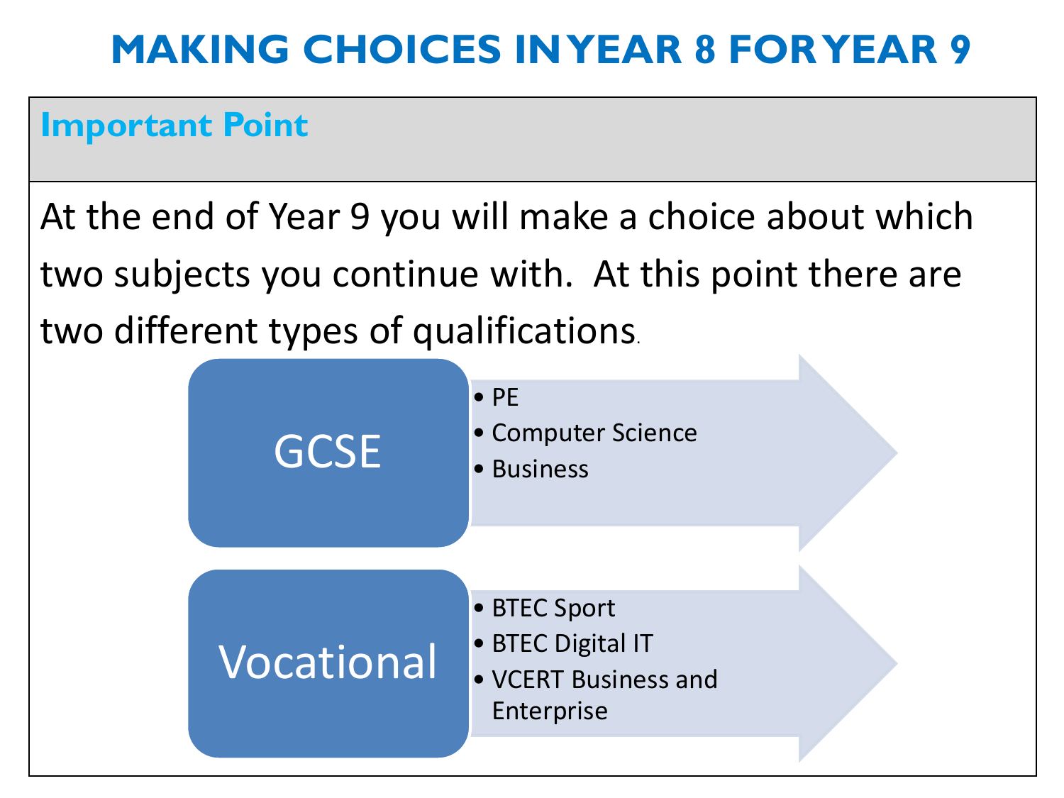# MAKING CHOICES IN YEAR 8 FOR YEAR 9

## Important Point

At the end of Year 9 you will make a choice about which two subjects you continue with. At this point there are two different types of qualifications.

**GCSE**

- PE
- Computer Science
- Business

**Vocational**

- BTEC Sport
- BTEC Digital IT
- VCERT Business and Enterprise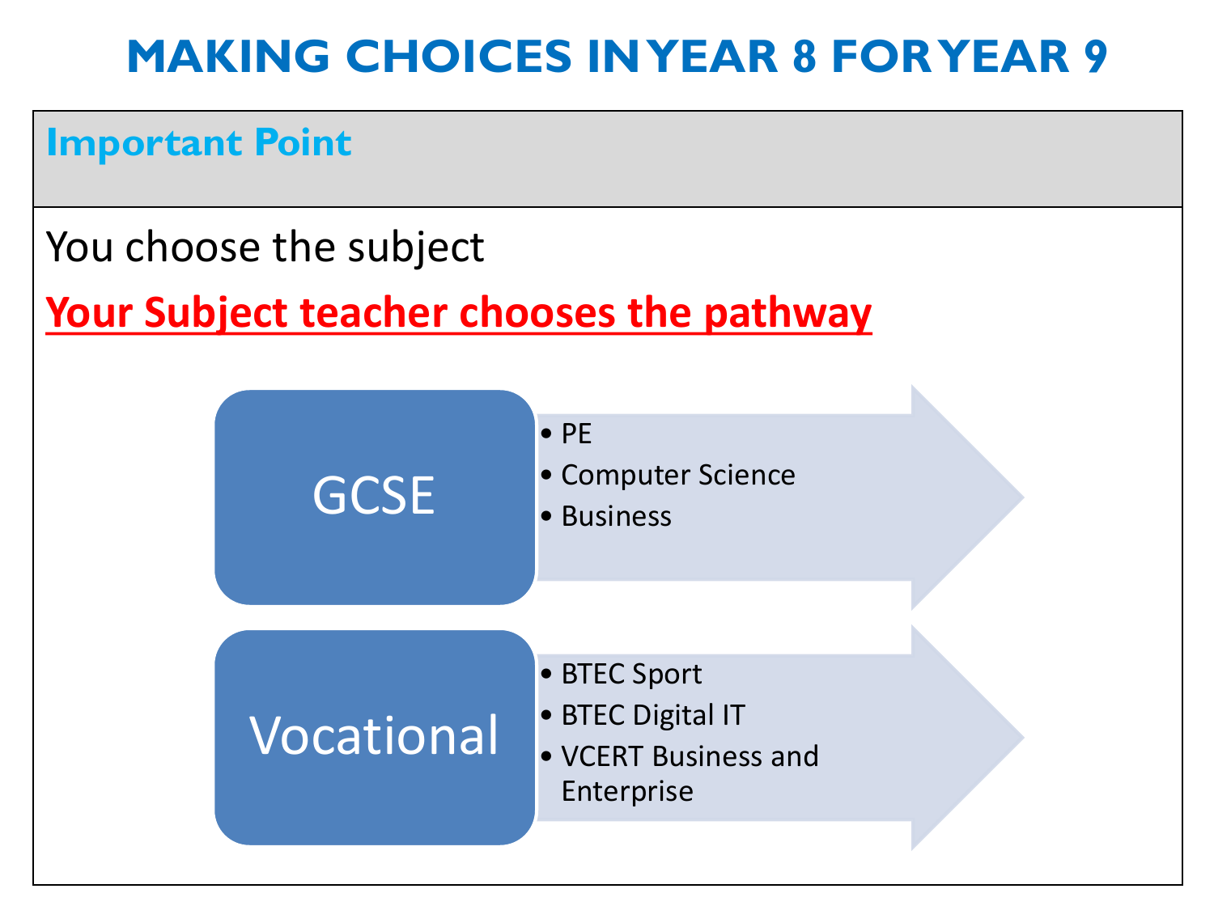# MAKING CHOICES IN YEAR 8 FOR YEAR 9

## Important Point

You choose the subject

**Your Subject teacher chooses the pathway**

**GCSE**

- PE
- Computer Science
- Business

**Vocational**

- BTEC Sport
- BTEC Digital IT
- VCERT Business and Enterprise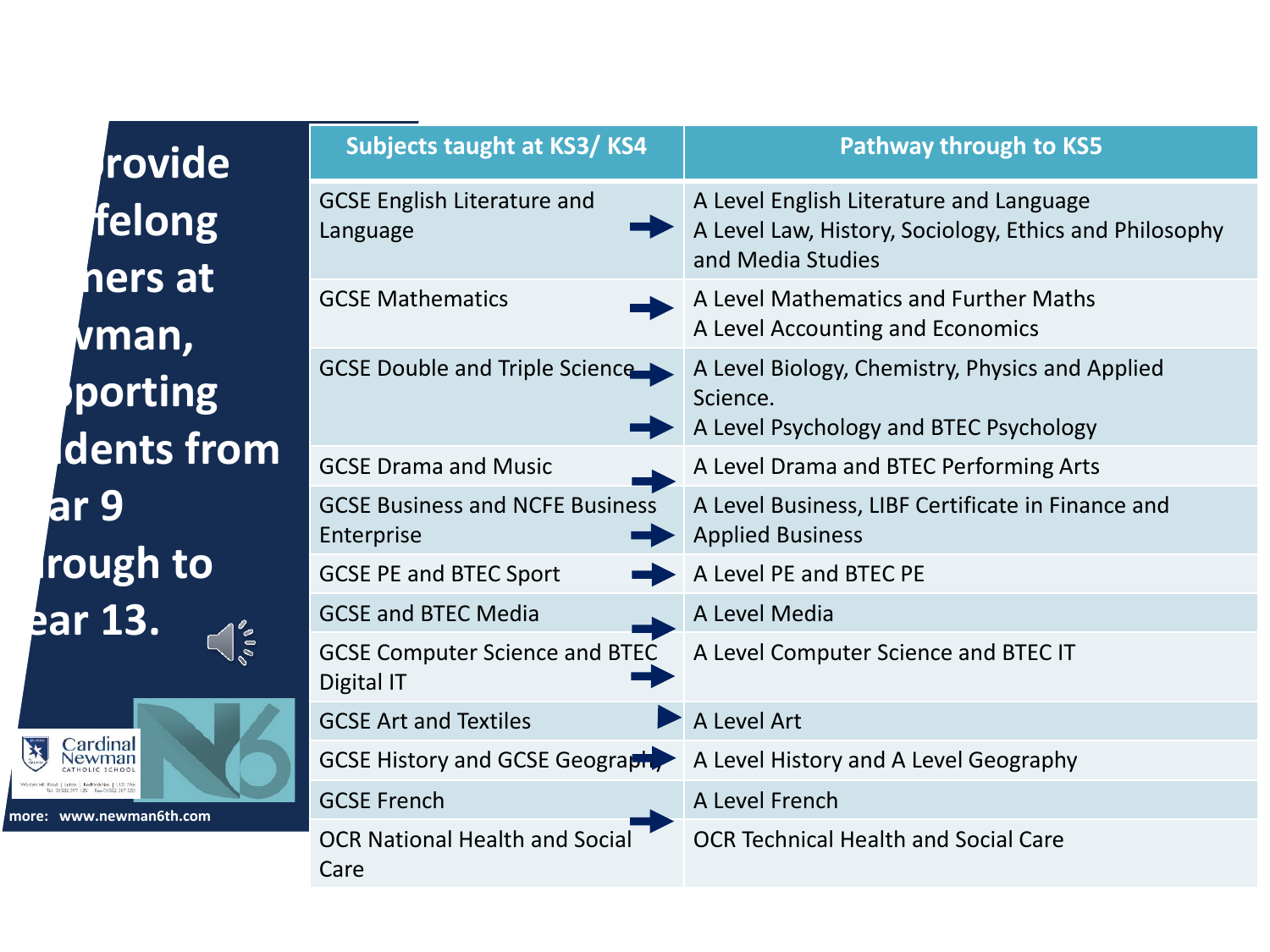# rovide felong ners at vman, porting dents from ar 9 rough to ear 13.

| Subjects taught at KS3/ KS4 | Pathway through to KS5 |
|---|---|
| GCSE English Literature and Language | A Level English Literature and Language<br>A Level Law, History, Sociology, Ethics and Philosophy and Media Studies |
| GCSE Mathematics | A Level Mathematics and Further Maths<br>A Level Accounting and Economics |
| GCSE Double and Triple Science | A Level Biology, Chemistry, Physics and Applied Science.<br>A Level Psychology and BTEC Psychology |
| GCSE Drama and Music | A Level Drama and BTEC Performing Arts |
| GCSE Business and NCFE Business Enterprise | A Level Business, LIBF Certificate in Finance and Applied Business |
| GCSE PE and BTEC Sport | A Level PE and BTEC PE |
| GCSE and BTEC Media | A Level Media |
| GCSE Computer Science and BTEC Digital IT | A Level Computer Science and BTEC IT |
| GCSE Art and Textiles | A Level Art |
| GCSE History and GCSE Geography | A Level History and A Level Geography |
| GCSE French | A Level French |
| OCR National Health and Social Care | OCR Technical Health and Social Care |

Cardinal Newman Catholic School

more: www.newman6th.com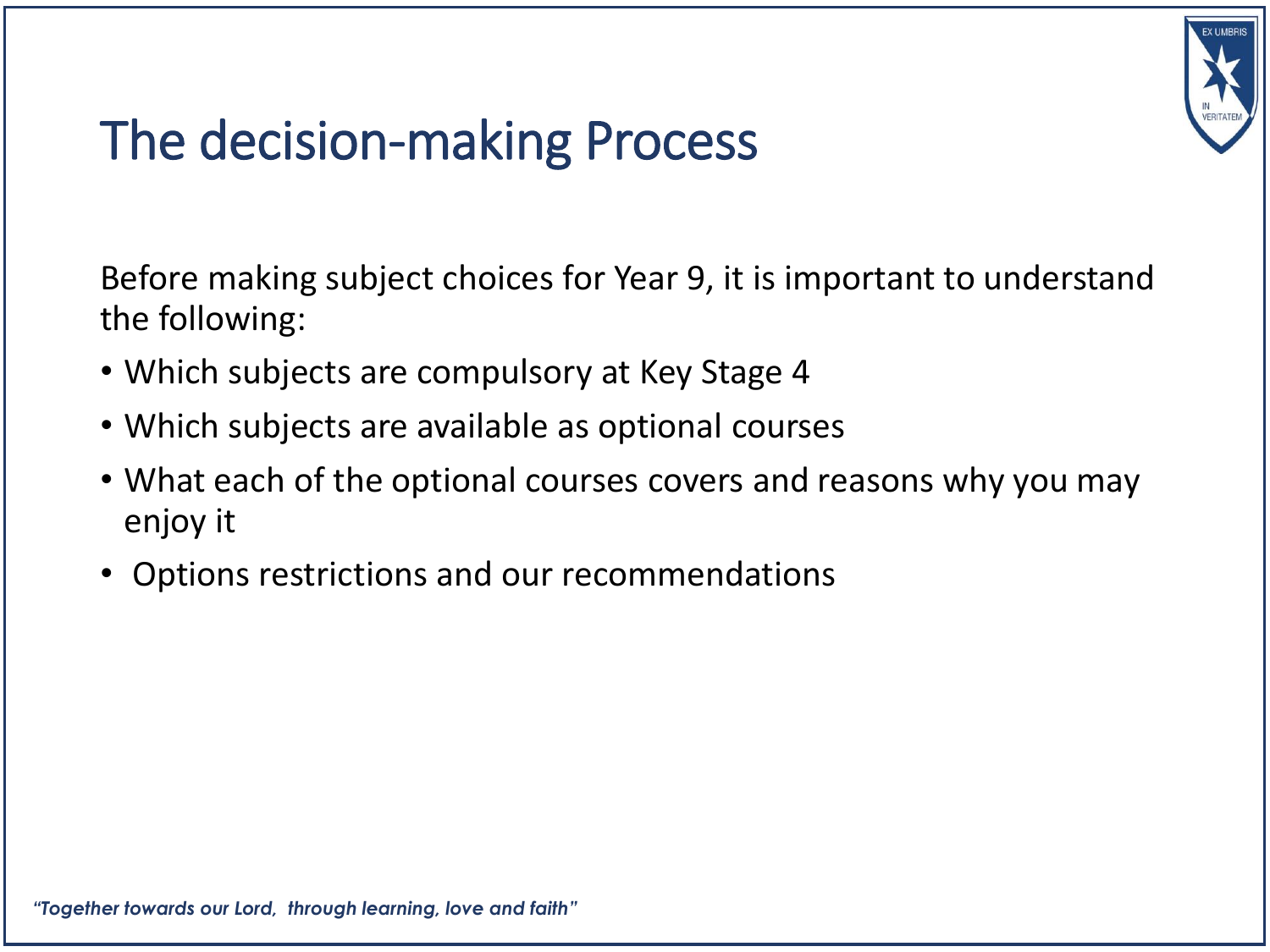# The decision-making Process

Before making subject choices for Year 9, it is important to understand the following:

- Which subjects are compulsory at Key Stage 4
- Which subjects are available as optional courses
- What each of the optional courses covers and reasons why you may enjoy it
- Options restrictions and our recommendations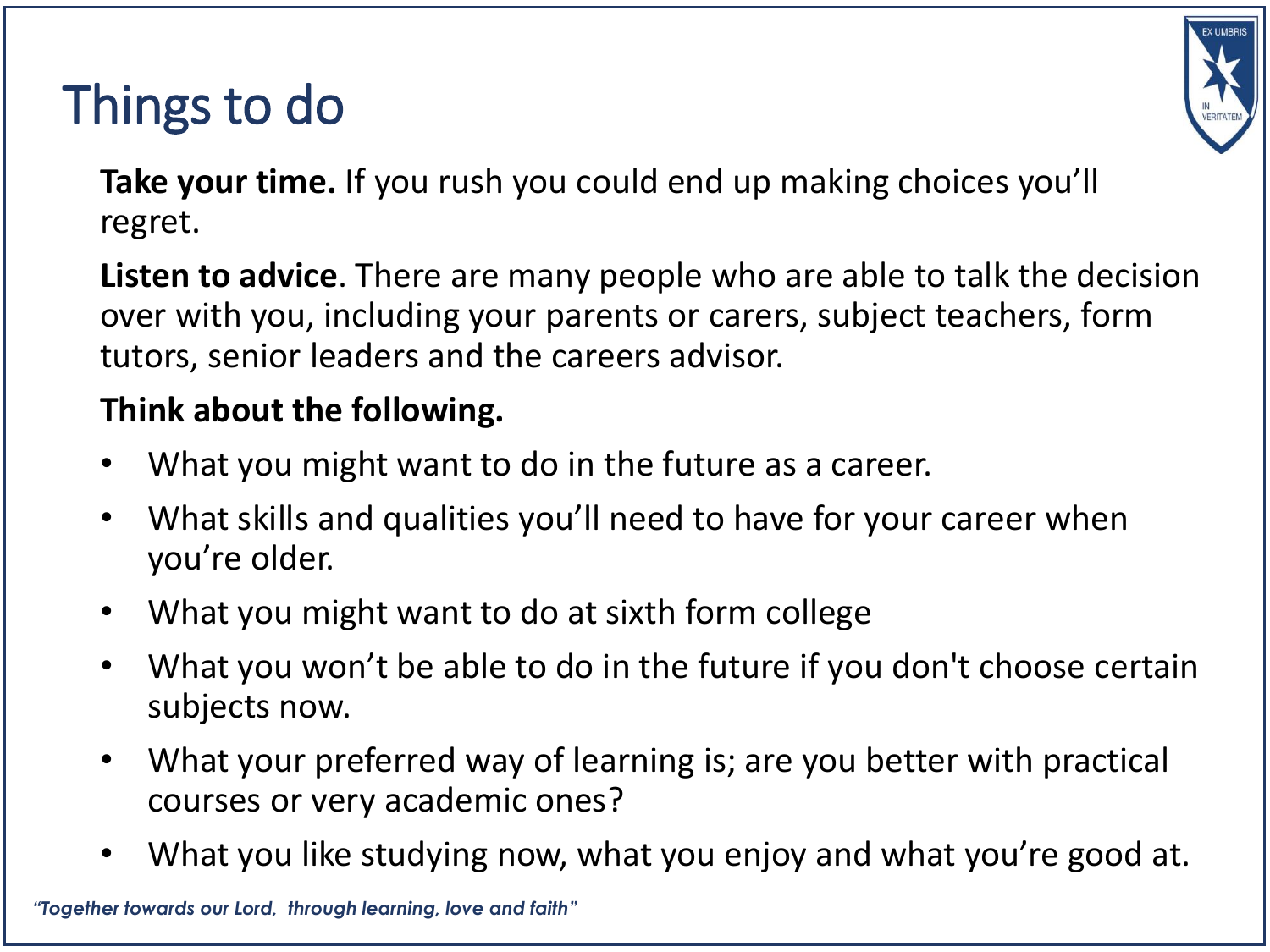# Things to do

**Take your time.** If you rush you could end up making choices you'll regret.

**Listen to advice**. There are many people who are able to talk the decision over with you, including your parents or carers, subject teachers, form tutors, senior leaders and the careers advisor.

**Think about the following.**

- What you might want to do in the future as a career.
- What skills and qualities you'll need to have for your career when you're older.
- What you might want to do at sixth form college
- What you won't be able to do in the future if you don't choose certain subjects now.
- What your preferred way of learning is; are you better with practical courses or very academic ones?
- What you like studying now, what you enjoy and what you're good at.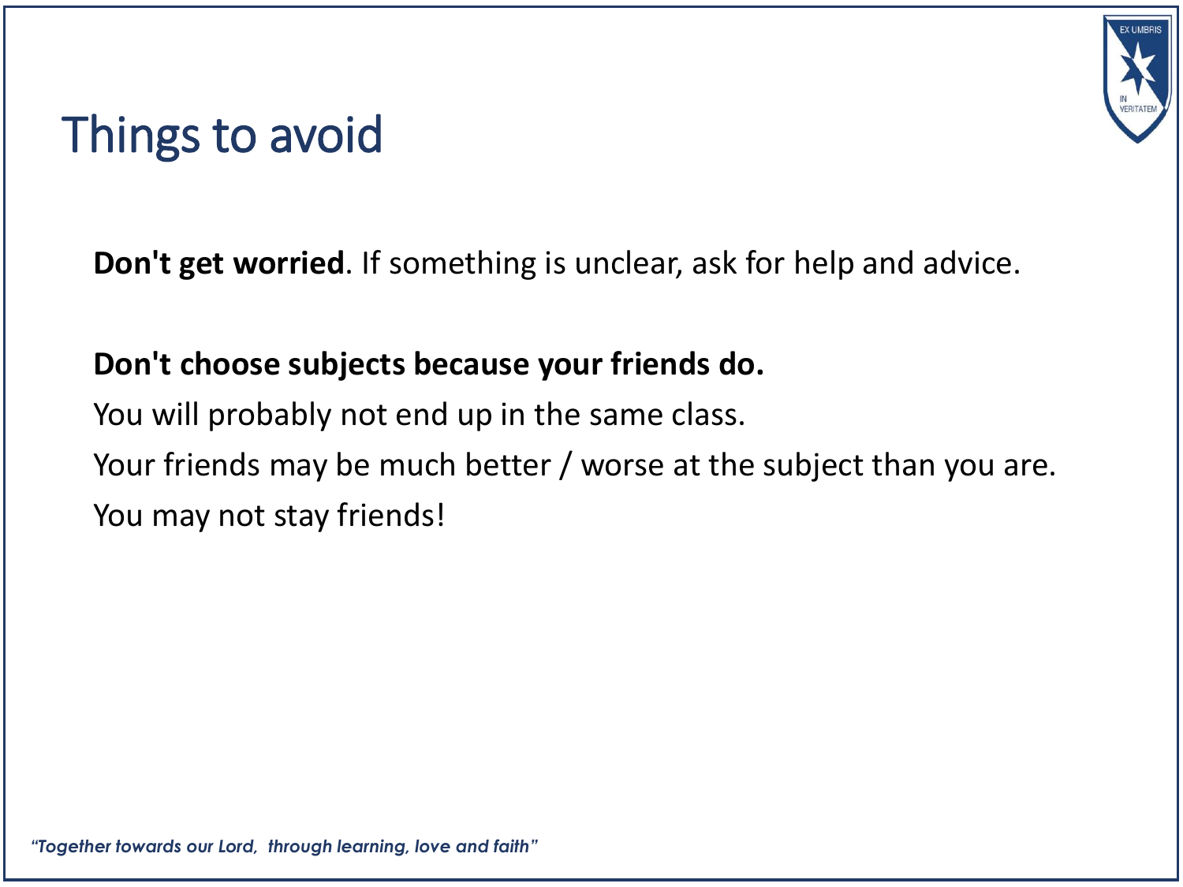# Things to avoid

**Don't get worried**. If something is unclear, ask for help and advice.

**Don't choose subjects because your friends do.**

You will probably not end up in the same class.

Your friends may be much better / worse at the subject than you are.

You may not stay friends!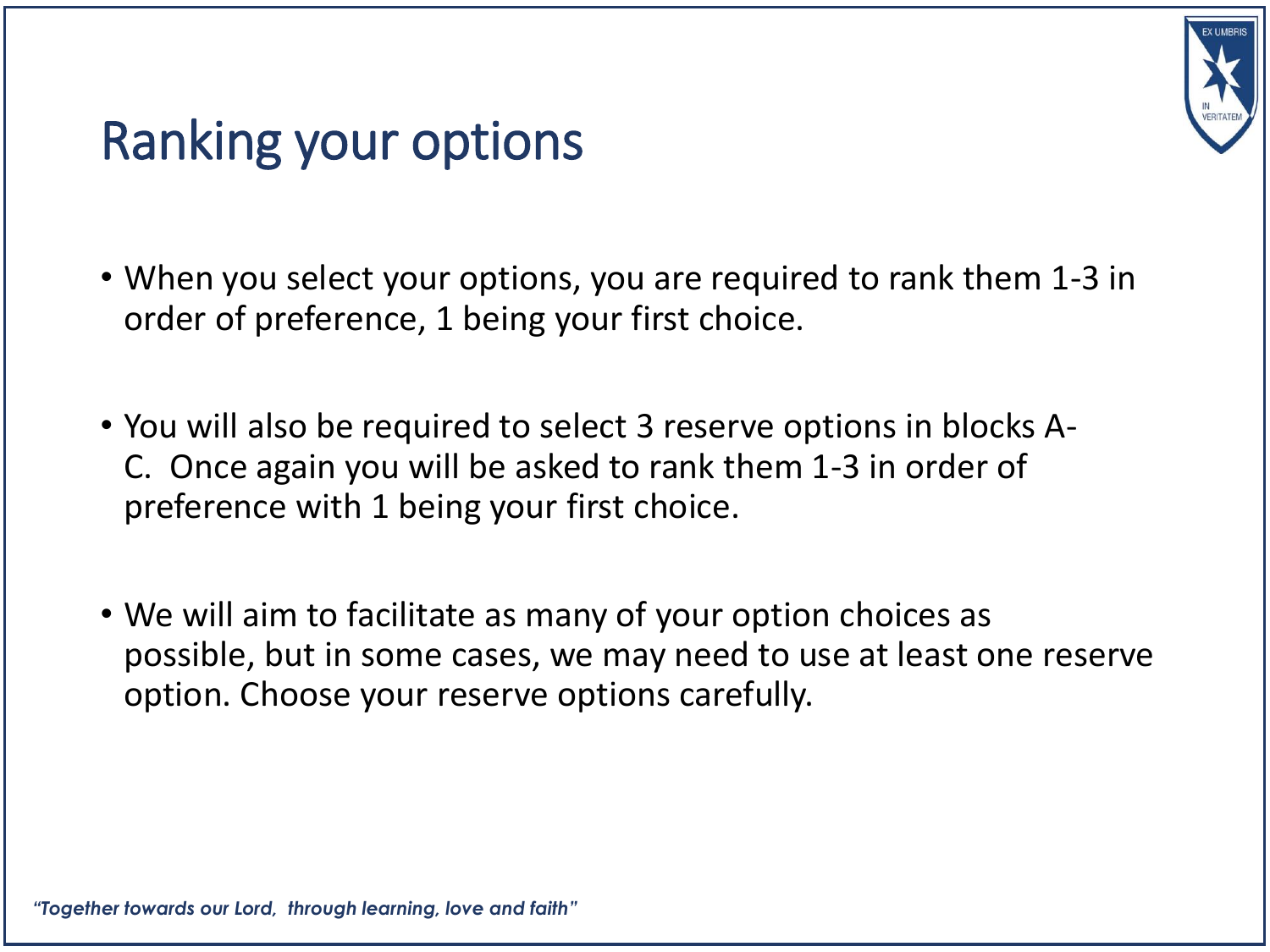# Ranking your options

- When you select your options, you are required to rank them 1-3 in order of preference, 1 being your first choice.
- You will also be required to select 3 reserve options in blocks A-C. Once again you will be asked to rank them 1-3 in order of preference with 1 being your first choice.
- We will aim to facilitate as many of your option choices as possible, but in some cases, we may need to use at least one reserve option. Choose your reserve options carefully.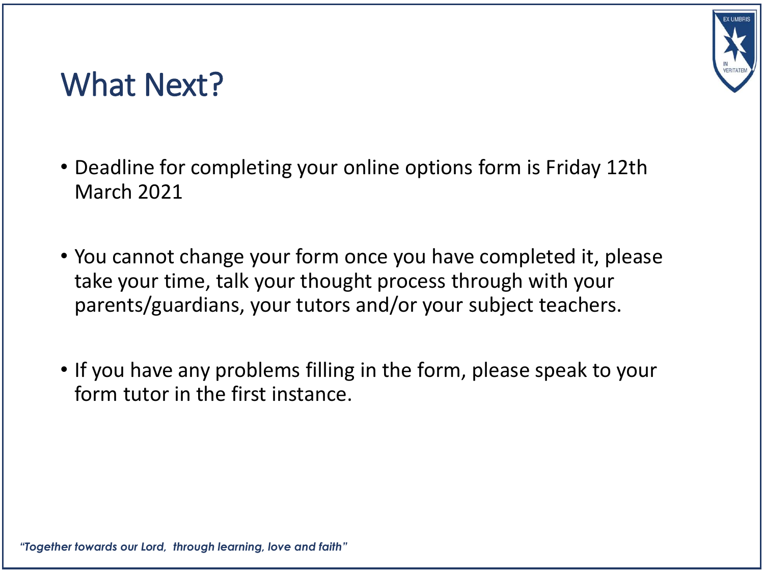# What Next?

- Deadline for completing your online options form is Friday 12th March 2021
- You cannot change your form once you have completed it, please take your time, talk your thought process through with your parents/guardians, your tutors and/or your subject teachers.
- If you have any problems filling in the form, please speak to your form tutor in the first instance.